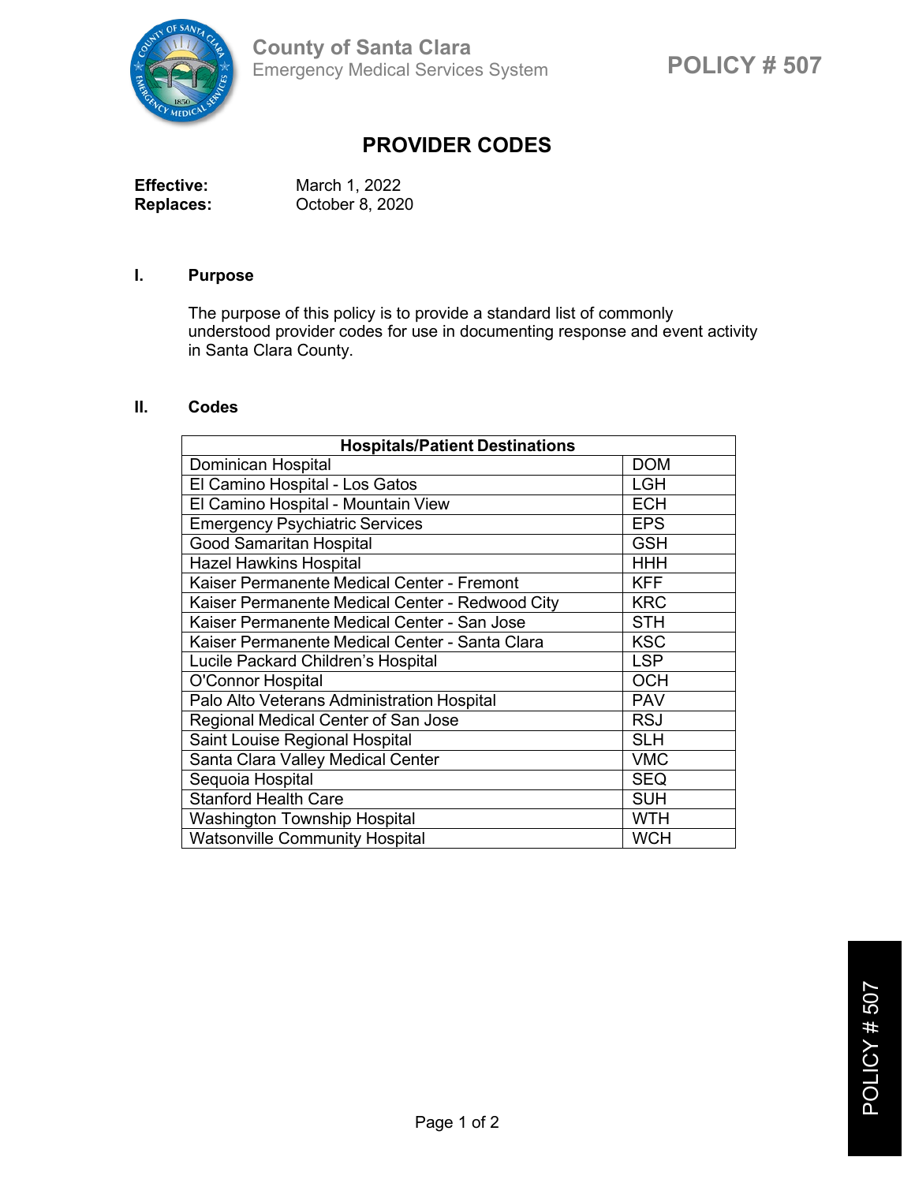# County of Santa Clara
Emergency Medical Services System

**POLICY # 507**

## PROVIDER CODES

**Effective:** March 1, 2022
**Replaces:** October 8, 2020

### I. Purpose

The purpose of this policy is to provide a standard list of commonly understood provider codes for use in documenting response and event activity in Santa Clara County.

### II. Codes

| Hospitals/Patient Destinations | |
|---|---|
| Dominican Hospital | DOM |
| El Camino Hospital - Los Gatos | LGH |
| El Camino Hospital - Mountain View | ECH |
| Emergency Psychiatric Services | EPS |
| Good Samaritan Hospital | GSH |
| Hazel Hawkins Hospital | HHH |
| Kaiser Permanente Medical Center - Fremont | KFF |
| Kaiser Permanente Medical Center - Redwood City | KRC |
| Kaiser Permanente Medical Center - San Jose | STH |
| Kaiser Permanente Medical Center - Santa Clara | KSC |
| Lucile Packard Children's Hospital | LSP |
| O'Connor Hospital | OCH |
| Palo Alto Veterans Administration Hospital | PAV |
| Regional Medical Center of San Jose | RSJ |
| Saint Louise Regional Hospital | SLH |
| Santa Clara Valley Medical Center | VMC |
| Sequoia Hospital | SEQ |
| Stanford Health Care | SUH |
| Washington Township Hospital | WTH |
| Watsonville Community Hospital | WCH |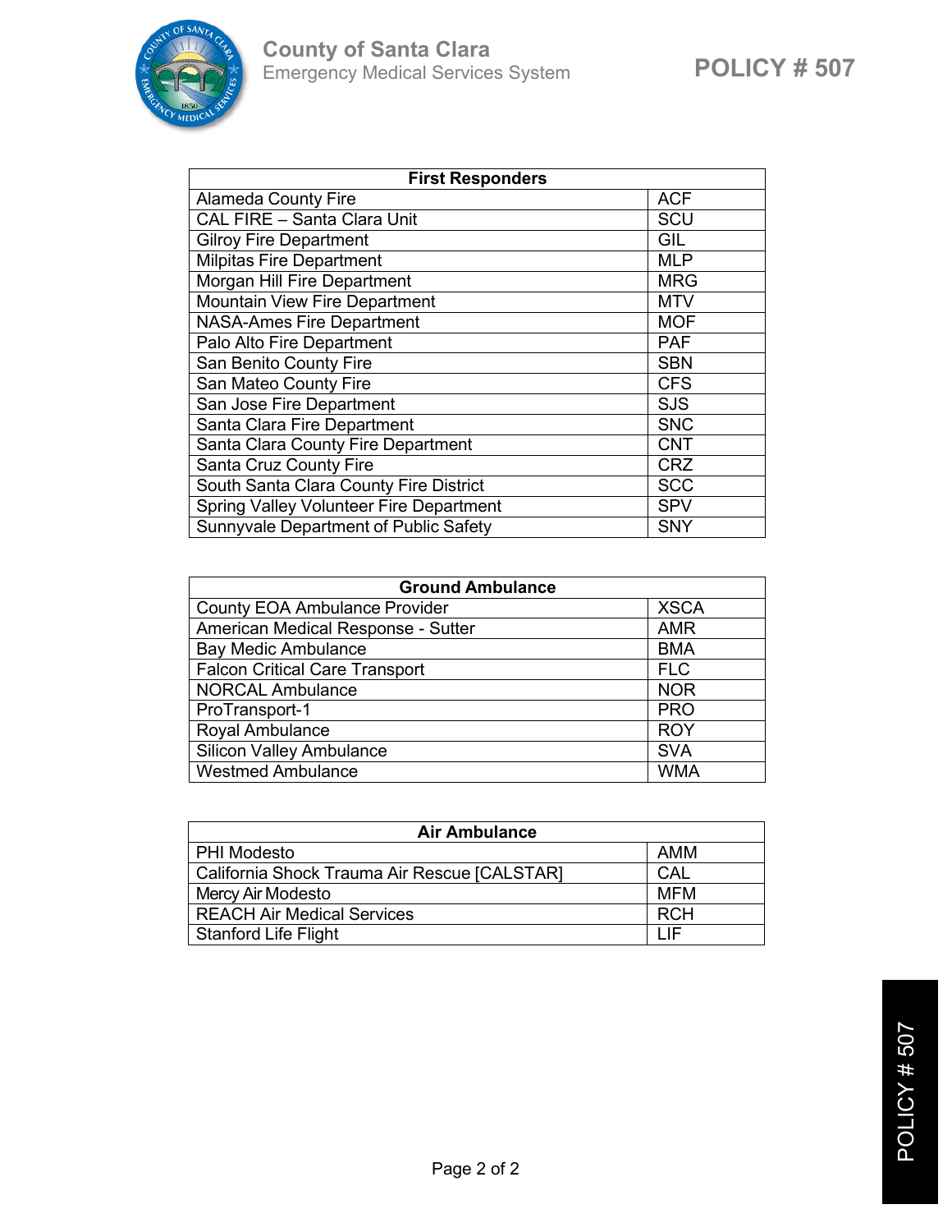| First Responders | |
| --- | --- |
| Alameda County Fire | ACF |
| CAL FIRE – Santa Clara Unit | SCU |
| Gilroy Fire Department | GIL |
| Milpitas Fire Department | MLP |
| Morgan Hill Fire Department | MRG |
| Mountain View Fire Department | MTV |
| NASA-Ames Fire Department | MOF |
| Palo Alto Fire Department | PAF |
| San Benito County Fire | SBN |
| San Mateo County Fire | CFS |
| San Jose Fire Department | SJS |
| Santa Clara Fire Department | SNC |
| Santa Clara County Fire Department | CNT |
| Santa Cruz County Fire | CRZ |
| South Santa Clara County Fire District | SCC |
| Spring Valley Volunteer Fire Department | SPV |
| Sunnyvale Department of Public Safety | SNY |

| Ground Ambulance | |
| --- | --- |
| County EOA Ambulance Provider | XSCA |
| American Medical Response - Sutter | AMR |
| Bay Medic Ambulance | BMA |
| Falcon Critical Care Transport | FLC |
| NORCAL Ambulance | NOR |
| ProTransport-1 | PRO |
| Royal Ambulance | ROY |
| Silicon Valley Ambulance | SVA |
| Westmed Ambulance | WMA |

| Air Ambulance | |
| --- | --- |
| PHI Modesto | AMM |
| California Shock Trauma Air Rescue [CALSTAR] | CAL |
| Mercy Air Modesto | MFM |
| REACH Air Medical Services | RCH |
| Stanford Life Flight | LIF |